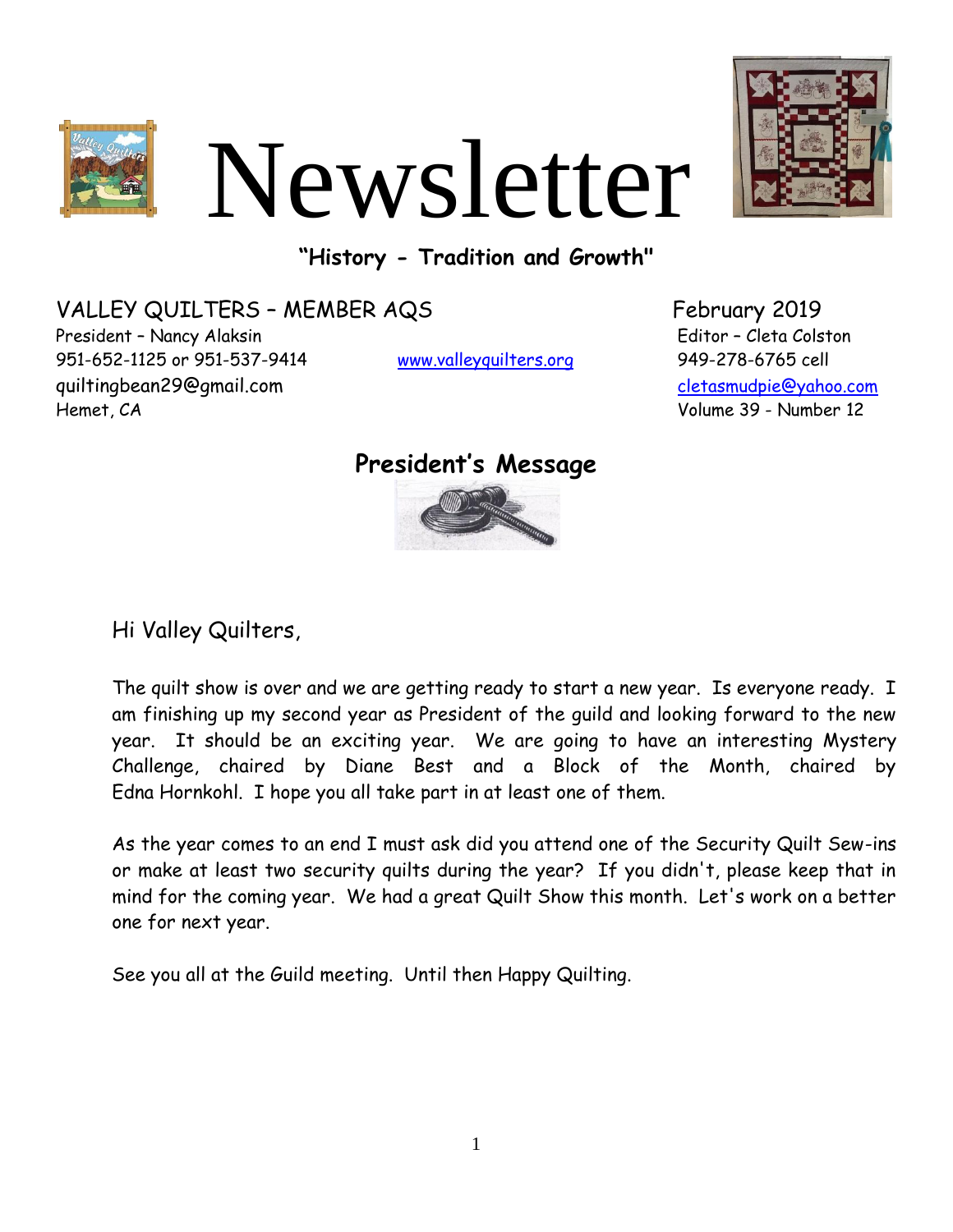# Newsletter

**"History - Tradition and Growth"**

VALLEY QUILTERS – MEMBER AQS

President – Nancy Alaksin
951-652-1125 or 951-537-9414
quiltingbean29@gmail.com
Hemet, CA

www.valleyquilters.org

February 2019
Editor – Cleta Colston
949-278-6765 cell
cletasmudpie@yahoo.com
Volume 39 - Number 12

## President's Message

Hi Valley Quilters,

The quilt show is over and we are getting ready to start a new year. Is everyone ready. I am finishing up my second year as President of the guild and looking forward to the new year. It should be an exciting year. We are going to have an interesting Mystery Challenge, chaired by Diane Best and a Block of the Month, chaired by Edna Hornkohl. I hope you all take part in at least one of them.

As the year comes to an end I must ask did you attend one of the Security Quilt Sew-ins or make at least two security quilts during the year? If you didn't, please keep that in mind for the coming year. We had a great Quilt Show this month. Let's work on a better one for next year.

See you all at the Guild meeting. Until then Happy Quilting.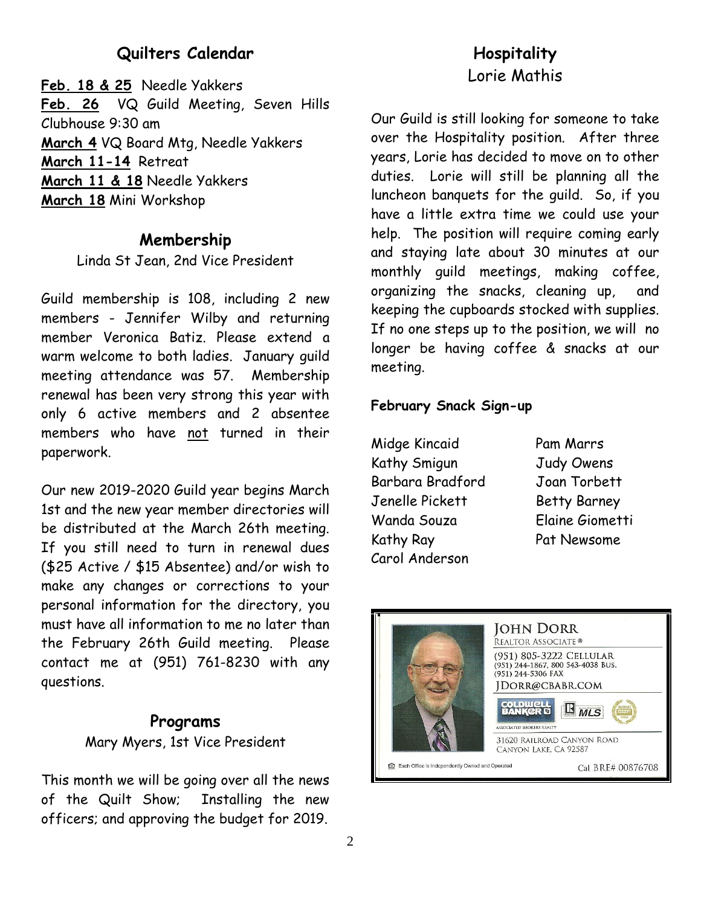## Quilters Calendar

**Feb. 18 & 25** Needle Yakkers
**Feb. 26** VQ Guild Meeting, Seven Hills Clubhouse 9:30 am
**March 4** VQ Board Mtg, Needle Yakkers
**March 11-14** Retreat
**March 11 & 18** Needle Yakkers
**March 18** Mini Workshop

## Membership

Linda St Jean, 2nd Vice President

Guild membership is 108, including 2 new members - Jennifer Wilby and returning member Veronica Batiz. Please extend a warm welcome to both ladies. January guild meeting attendance was 57. Membership renewal has been very strong this year with only 6 active members and 2 absentee members who have not turned in their paperwork.

Our new 2019-2020 Guild year begins March 1st and the new year member directories will be distributed at the March 26th meeting. If you still need to turn in renewal dues ($25 Active / $15 Absentee) and/or wish to make any changes or corrections to your personal information for the directory, you must have all information to me no later than the February 26th Guild meeting. Please contact me at (951) 761-8230 with any questions.

## Programs

Mary Myers, 1st Vice President

This month we will be going over all the news of the Quilt Show; Installing the new officers; and approving the budget for 2019.

## Hospitality

Lorie Mathis

Our Guild is still looking for someone to take over the Hospitality position. After three years, Lorie has decided to move on to other duties. Lorie will still be planning all the luncheon banquets for the guild. So, if you have a little extra time we could use your help. The position will require coming early and staying late about 30 minutes at our monthly guild meetings, making coffee, organizing the snacks, cleaning up, and keeping the cupboards stocked with supplies. If no one steps up to the position, we will no longer be having coffee & snacks at our meeting.

**February Snack Sign-up**

| | |
|---|---|
| Midge Kincaid | Pam Marrs |
| Kathy Smigun | Judy Owens |
| Barbara Bradford | Joan Torbett |
| Jenelle Pickett | Betty Barney |
| Wanda Souza | Elaine Giometti |
| Kathy Ray | Pat Newsome |
| Carol Anderson | |

JOHN DORR
REALTOR ASSOCIATE®
(951) 805-3222 CELLULAR
(951) 244-1867, 800 543-4038 BUS.
(951) 244-5306 FAX
JDORR@CBABR.COM
COLDWELL BANKER
ASSOCIATED BROKERS REALTY
31620 RAILROAD CANYON ROAD
CANYON LAKE, CA 92587
Each Office is Independently Owned and Operated
Cal BRE# 00876708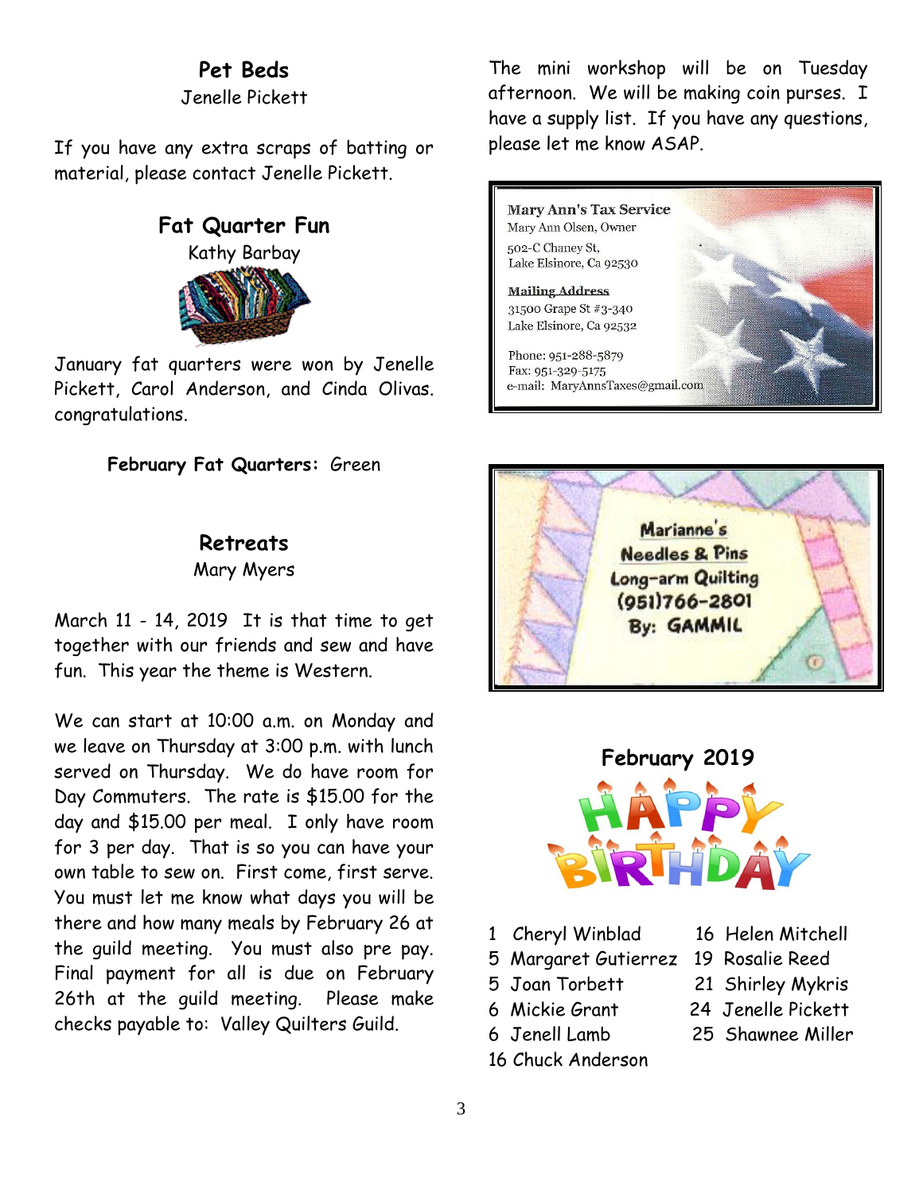## Pet Beds

Jenelle Pickett

If you have any extra scraps of batting or material, please contact Jenelle Pickett.

## Fat Quarter Fun

Kathy Barbay

January fat quarters were won by Jenelle Pickett, Carol Anderson, and Cinda Olivas. congratulations.

**February Fat Quarters:** Green

## Retreats

Mary Myers

March 11 - 14, 2019 It is that time to get together with our friends and sew and have fun. This year the theme is Western.

We can start at 10:00 a.m. on Monday and we leave on Thursday at 3:00 p.m. with lunch served on Thursday. We do have room for Day Commuters. The rate is $15.00 for the day and $15.00 per meal. I only have room for 3 per day. That is so you can have your own table to sew on. First come, first serve. You must let me know what days you will be there and how many meals by February 26 at the guild meeting. You must also pre pay. Final payment for all is due on February 26th at the guild meeting. Please make checks payable to: Valley Quilters Guild.

The mini workshop will be on Tuesday afternoon. We will be making coin purses. I have a supply list. If you have any questions, please let me know ASAP.

**Mary Ann's Tax Service**
Mary Ann Olsen, Owner
502-C Chaney St,
Lake Elsinore, Ca 92530

**Mailing Address**
31500 Grape St #3-340
Lake Elsinore, Ca 92532

Phone: 951-288-5879
Fax: 951-329-5175
e-mail: MaryAnnsTaxes@gmail.com

**Marianne's Needles & Pins**
**Long-arm Quilting**
**(951)766-2801**
**By: GAMMIL**

## February 2019

HAPPY BIRTHDAY

1 Cheryl Winblad
5 Margaret Gutierrez
5 Joan Torbett
6 Mickie Grant
6 Jenell Lamb
16 Chuck Anderson
16 Helen Mitchell
19 Rosalie Reed
21 Shirley Mykris
24 Jenelle Pickett
25 Shawnee Miller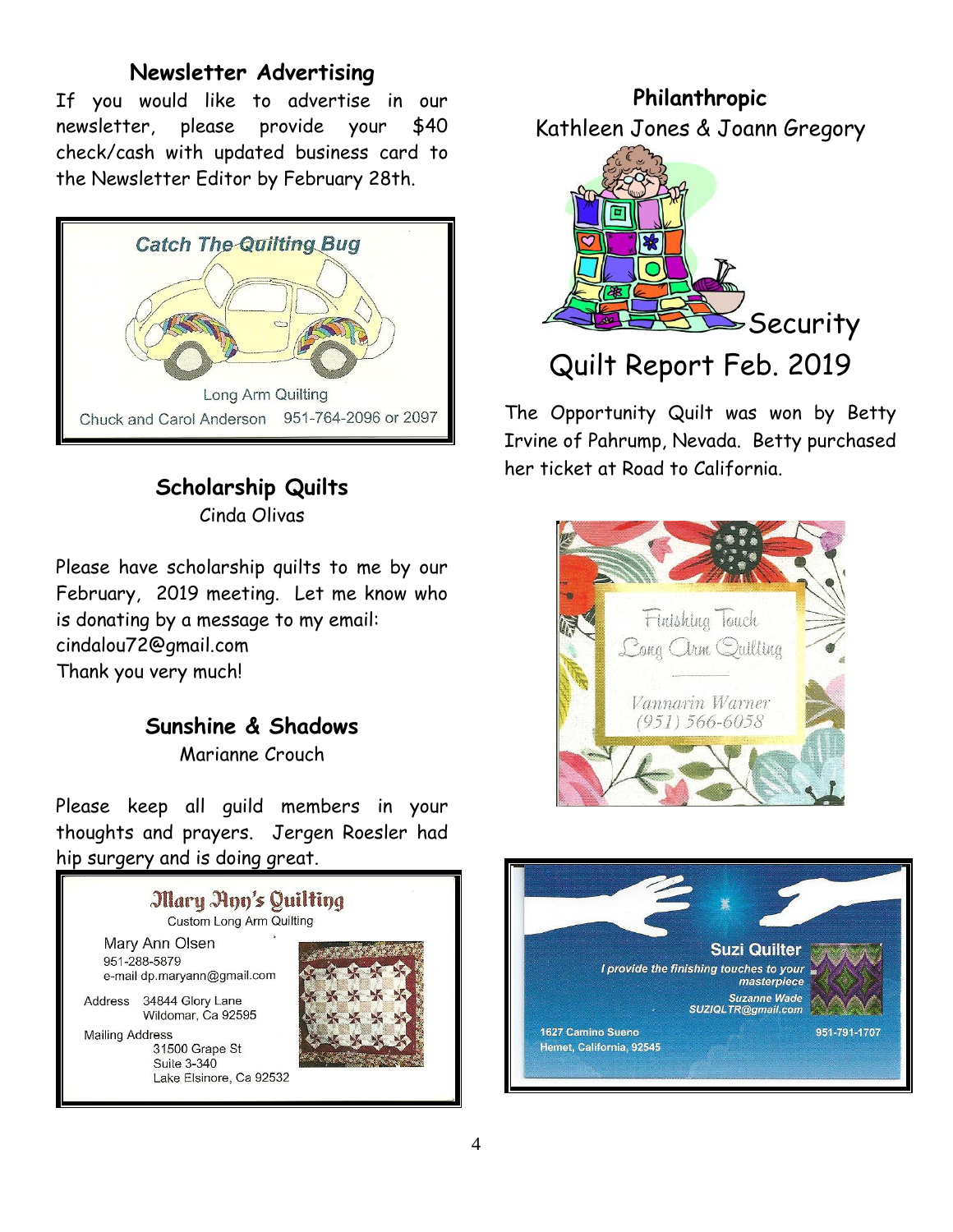## Newsletter Advertising

If you would like to advertise in our newsletter, please provide your $40 check/cash with updated business card to the Newsletter Editor by February 28th.

Catch The Quilting Bug

Long Arm Quilting

Chuck and Carol Anderson 951-764-2096 or 2097

## Scholarship Quilts

Cinda Olivas

Please have scholarship quilts to me by our February, 2019 meeting. Let me know who is donating by a message to my email: cindalou72@gmail.com

Thank you very much!

## Sunshine & Shadows

Marianne Crouch

Please keep all guild members in your thoughts and prayers. Jergen Roesler had hip surgery and is doing great.

Mary Ann's Quilting

Custom Long Arm Quilting

Mary Ann Olsen
951-288-5879
e-mail dp.maryann@gmail.com

Address 34844 Glory Lane
Wildomar, Ca 92595

Mailing Address
31500 Grape St
Suite 3-340
Lake Elsinore, Ca 92532

## Philanthropic

Kathleen Jones & Joann Gregory

## Security

## Quilt Report Feb. 2019

The Opportunity Quilt was won by Betty Irvine of Pahrump, Nevada. Betty purchased her ticket at Road to California.

Finishing Touch
Long Arm Quilting

Vannarin Warner
(951) 566-6058

Suzi Quilter

*I provide the finishing touches to your masterpiece*

*Suzanne Wade*
*SUZIQLTR@gmail.com*

1627 Camino Sueno
Hemet, California, 92545

951-791-1707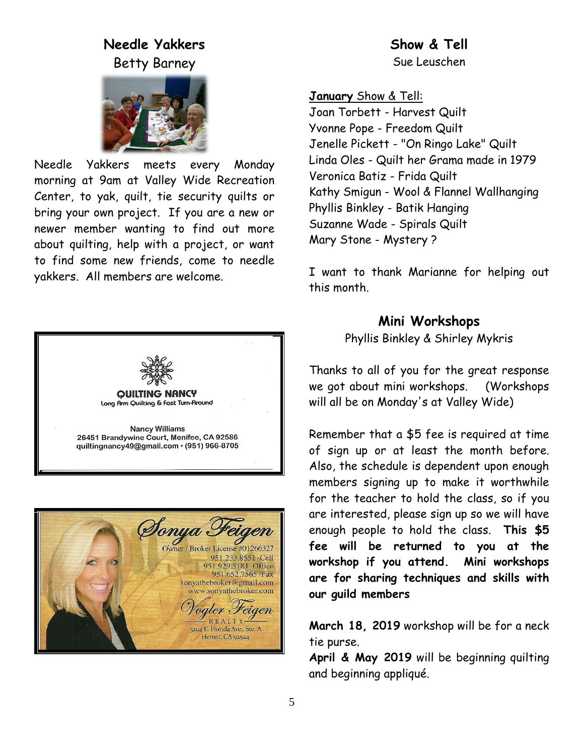## Needle Yakkers

Betty Barney

Needle Yakkers meets every Monday morning at 9am at Valley Wide Recreation Center, to yak, quilt, tie security quilts or bring your own project. If you are a new or newer member wanting to find out more about quilting, help with a project, or want to find some new friends, come to needle yakkers. All members are welcome.

**QUILTING NANCY**
Long Arm Quilting & Fast Turn-Around

Nancy Williams
26451 Brandywine Court, Menifee, CA 92586
quiltingnancy49@gmail.com • (951) 966-8705

Sonya Feigen
Owner / Broker License #01266327
951.233.8551 Cell
951.929.5181 Office
951.652.7565 Fax
sonyathebroker@gmail.com
www.sonyathebroker.com

Vogler Feigen REALTY
3292 E. Florida Ave., Ste. A
Hemet, CA 92544

## Show & Tell

Sue Leuschen

**January** Show & Tell:

Joan Torbett - Harvest Quilt
Yvonne Pope - Freedom Quilt
Jenelle Pickett - "On Ringo Lake" Quilt
Linda Oles - Quilt her Grama made in 1979
Veronica Batiz - Frida Quilt
Kathy Smigun - Wool & Flannel Wallhanging
Phyllis Binkley - Batik Hanging
Suzanne Wade - Spirals Quilt
Mary Stone - Mystery ?

I want to thank Marianne for helping out this month.

## Mini Workshops

Phyllis Binkley & Shirley Mykris

Thanks to all of you for the great response we got about mini workshops. (Workshops will all be on Monday's at Valley Wide)

Remember that a $5 fee is required at time of sign up or at least the month before. Also, the schedule is dependent upon enough members signing up to make it worthwhile for the teacher to hold the class, so if you are interested, please sign up so we will have enough people to hold the class. **This $5 fee will be returned to you at the workshop if you attend. Mini workshops are for sharing techniques and skills with our guild members**

**March 18, 2019** workshop will be for a neck tie purse.
**April & May 2019** will be beginning quilting and beginning appliqué.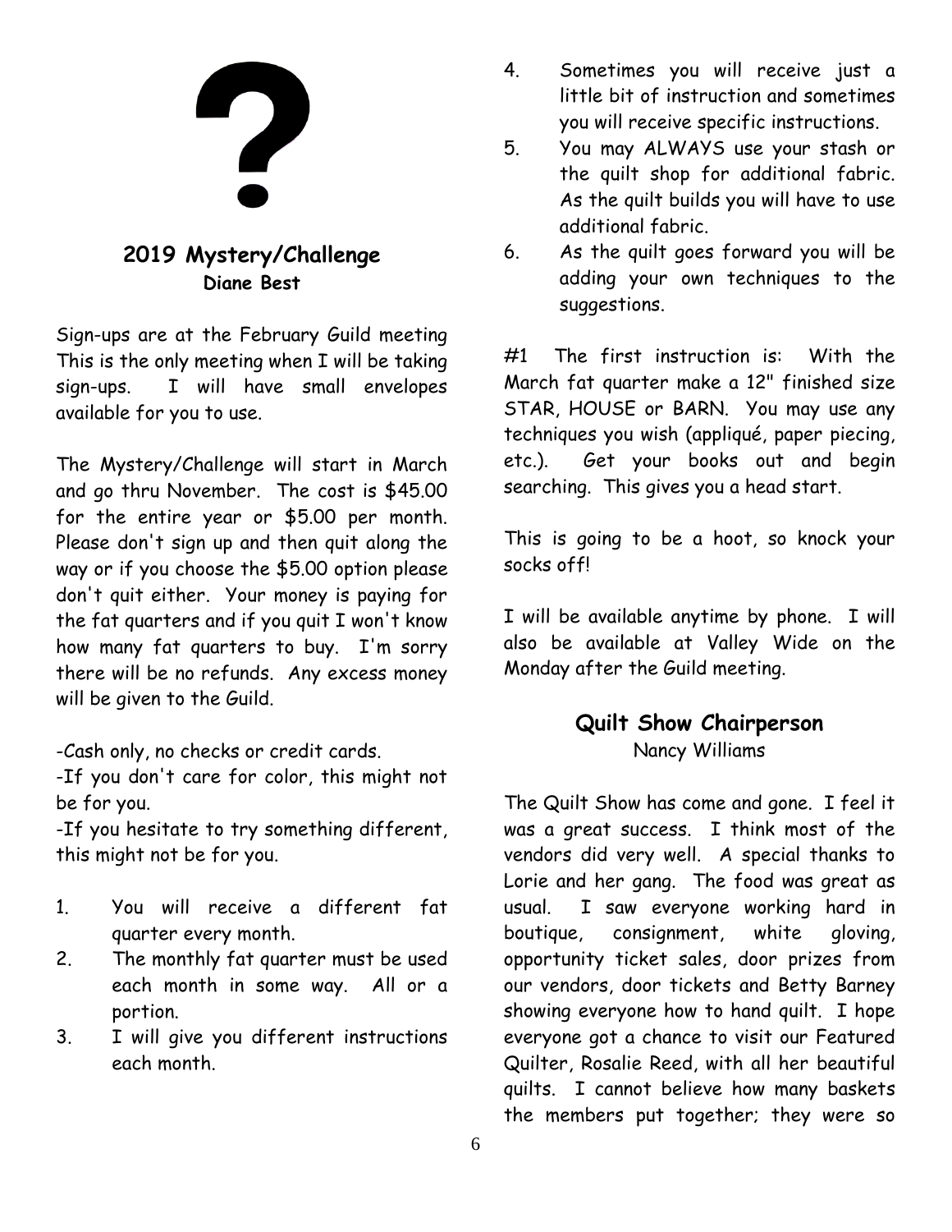## 2019 Mystery/Challenge

**Diane Best**

Sign-ups are at the February Guild meeting This is the only meeting when I will be taking sign-ups. I will have small envelopes available for you to use.

The Mystery/Challenge will start in March and go thru November. The cost is $45.00 for the entire year or $5.00 per month. Please don't sign up and then quit along the way or if you choose the $5.00 option please don't quit either. Your money is paying for the fat quarters and if you quit I won't know how many fat quarters to buy. I'm sorry there will be no refunds. Any excess money will be given to the Guild.

-Cash only, no checks or credit cards.
-If you don't care for color, this might not be for you.
-If you hesitate to try something different, this might not be for you.

1. You will receive a different fat quarter every month.
2. The monthly fat quarter must be used each month in some way. All or a portion.
3. I will give you different instructions each month.
4. Sometimes you will receive just a little bit of instruction and sometimes you will receive specific instructions.
5. You may ALWAYS use your stash or the quilt shop for additional fabric. As the quilt builds you will have to use additional fabric.
6. As the quilt goes forward you will be adding your own techniques to the suggestions.

#1 The first instruction is: With the March fat quarter make a 12" finished size STAR, HOUSE or BARN. You may use any techniques you wish (appliqué, paper piecing, etc.). Get your books out and begin searching. This gives you a head start.

This is going to be a hoot, so knock your socks off!

I will be available anytime by phone. I will also be available at Valley Wide on the Monday after the Guild meeting.

## Quilt Show Chairperson

Nancy Williams

The Quilt Show has come and gone. I feel it was a great success. I think most of the vendors did very well. A special thanks to Lorie and her gang. The food was great as usual. I saw everyone working hard in boutique, consignment, white gloving, opportunity ticket sales, door prizes from our vendors, door tickets and Betty Barney showing everyone how to hand quilt. I hope everyone got a chance to visit our Featured Quilter, Rosalie Reed, with all her beautiful quilts. I cannot believe how many baskets the members put together; they were so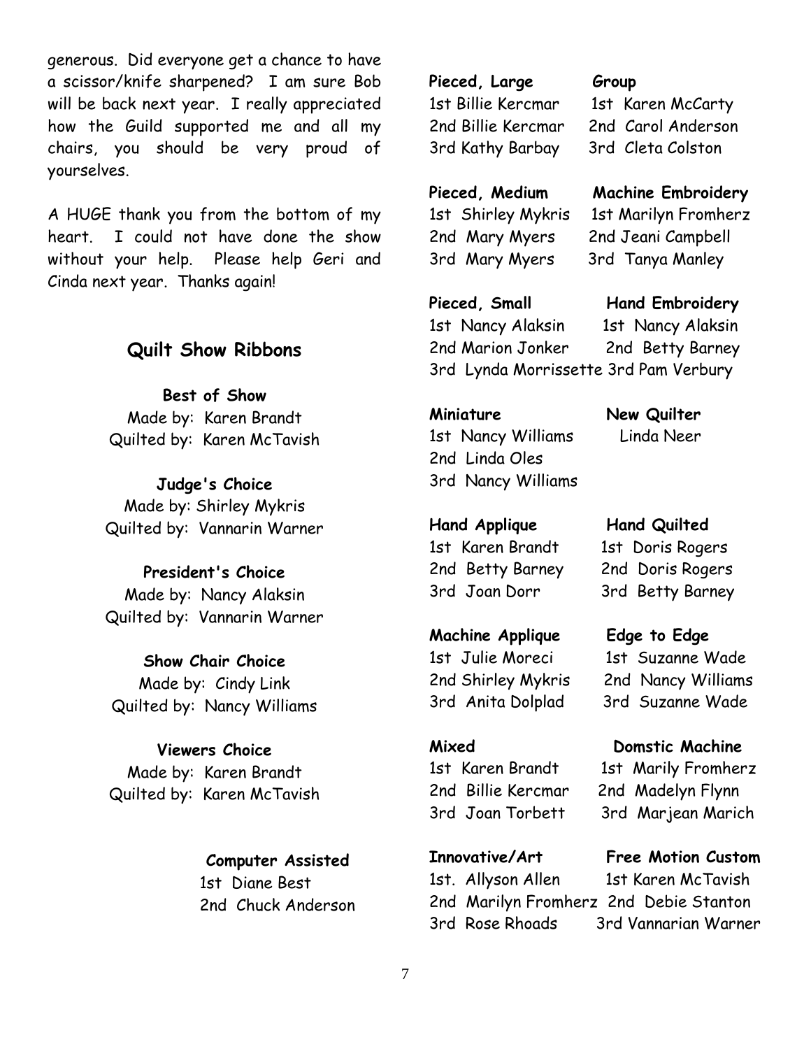generous. Did everyone get a chance to have a scissor/knife sharpened? I am sure Bob will be back next year. I really appreciated how the Guild supported me and all my chairs, you should be very proud of yourselves.

A HUGE thank you from the bottom of my heart. I could not have done the show without your help. Please help Geri and Cinda next year. Thanks again!

## Quilt Show Ribbons

**Best of Show**
Made by: Karen Brandt
Quilted by: Karen McTavish

**Judge's Choice**
Made by: Shirley Mykris
Quilted by: Vannarin Warner

**President's Choice**
Made by: Nancy Alaksin
Quilted by: Vannarin Warner

**Show Chair Choice**
Made by: Cindy Link
Quilted by: Nancy Williams

**Viewers Choice**
Made by: Karen Brandt
Quilted by: Karen McTavish

**Computer Assisted**
1st Diane Best
2nd Chuck Anderson

**Pieced, Large**
1st Billie Kercmar
2nd Billie Kercmar
3rd Kathy Barbay

**Group**
1st Karen McCarty
2nd Carol Anderson
3rd Cleta Colston

**Pieced, Medium**
1st Shirley Mykris
2nd Mary Myers
3rd Mary Myers

**Machine Embroidery**
1st Marilyn Fromherz
2nd Jeani Campbell
3rd Tanya Manley

**Pieced, Small**
1st Nancy Alaksin
2nd Marion Jonker
3rd Lynda Morrissette

**Hand Embroidery**
1st Nancy Alaksin
2nd Betty Barney
3rd Pam Verbury

**Miniature**
1st Nancy Williams
2nd Linda Oles
3rd Nancy Williams

**New Quilter**
Linda Neer

**Hand Applique**
1st Karen Brandt
2nd Betty Barney
3rd Joan Dorr

**Hand Quilted**
1st Doris Rogers
2nd Doris Rogers
3rd Betty Barney

**Machine Applique**
1st Julie Moreci
2nd Shirley Mykris
3rd Anita Dolplad

**Edge to Edge**
1st Suzanne Wade
2nd Nancy Williams
3rd Suzanne Wade

**Mixed**
1st Karen Brandt
2nd Billie Kercmar
3rd Joan Torbett

**Domstic Machine**
1st Marily Fromherz
2nd Madelyn Flynn
3rd Marjean Marich

**Innovative/Art**
1st. Allyson Allen
2nd Marilyn Fromherz
3rd Rose Rhoads

**Free Motion Custom**
1st Karen McTavish
2nd Debie Stanton
3rd Vannarian Warner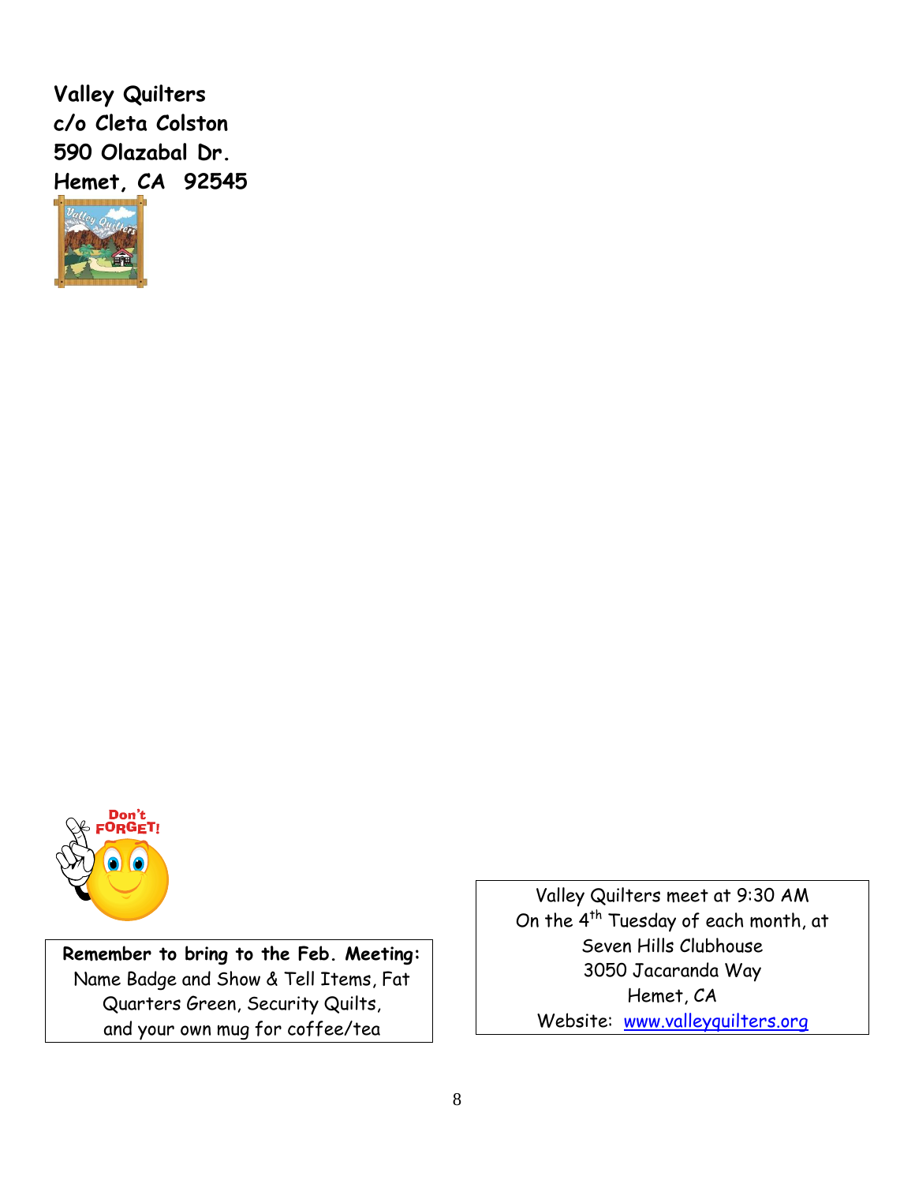**Valley Quilters**
**c/o Cleta Colston**
**590 Olazabal Dr.**
**Hemet, CA 92545**

**Remember to bring to the Feb. Meeting:**
Name Badge and Show & Tell Items, Fat Quarters Green, Security Quilts, and your own mug for coffee/tea

Valley Quilters meet at 9:30 AM
On the 4th Tuesday of each month, at
Seven Hills Clubhouse
3050 Jacaranda Way
Hemet, CA
Website: www.valleyquilters.org